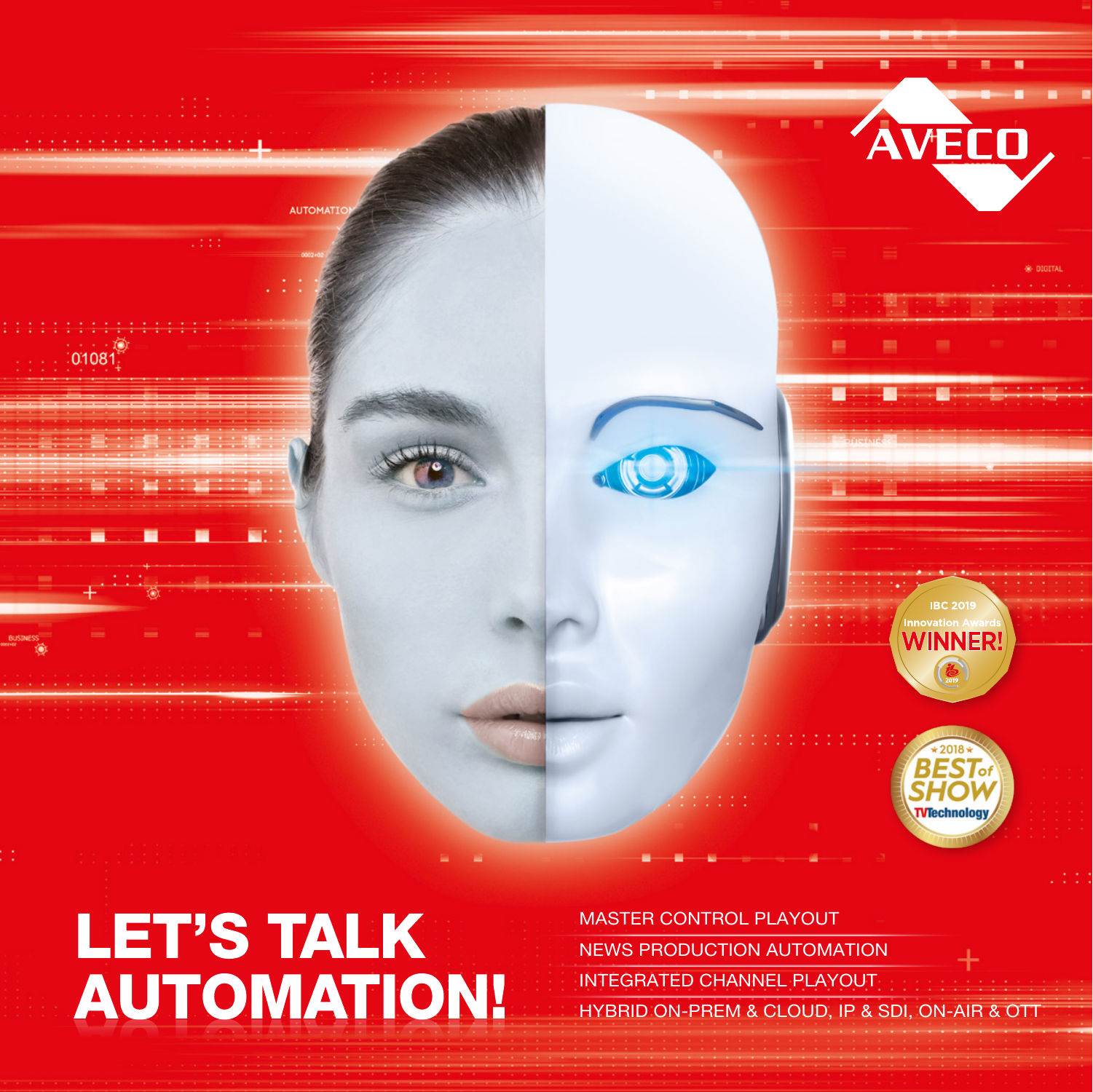AVECO

IBC 2019 Innovation Awards WINNER!

2018 BEST of SHOW TVTechnology

# LET'S TALK AUTOMATION!

MASTER CONTROL PLAYOUT

NEWS PRODUCTION AUTOMATION

INTEGRATED CHANNEL PLAYOUT

HYBRID ON-PREM & CLOUD, IP & SDI, ON-AIR & OTT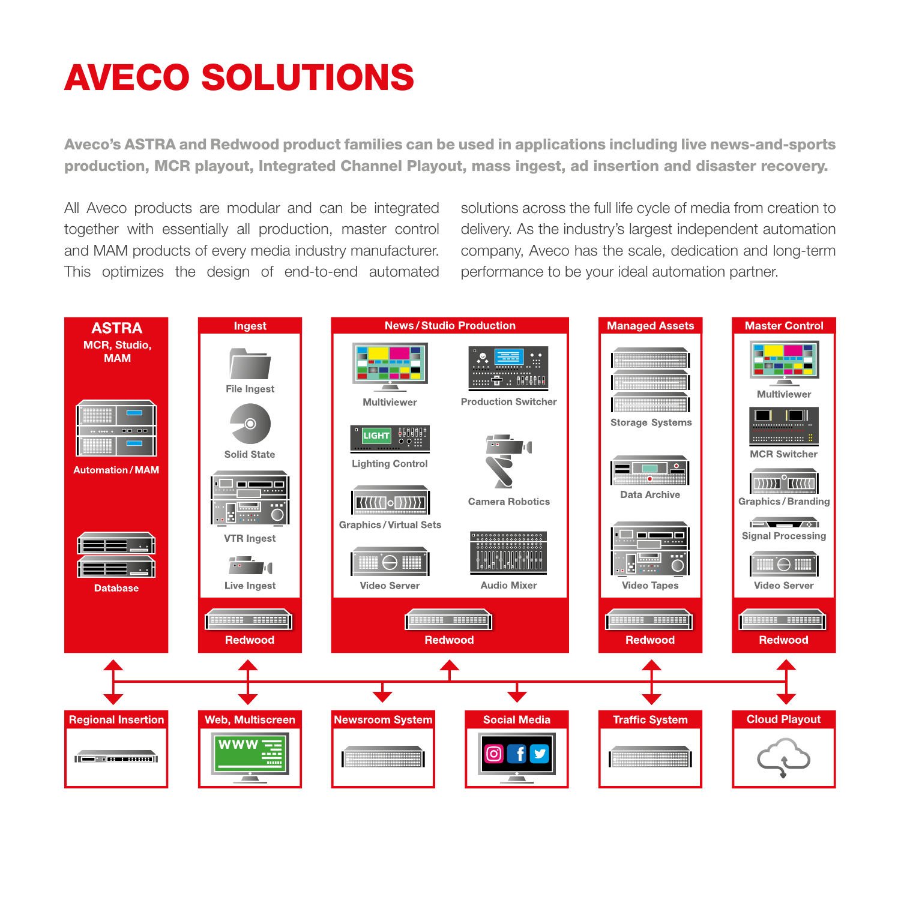# AVECO SOLUTIONS

**Aveco's ASTRA and Redwood product families can be used in applications including live news-and-sports production, MCR playout, Integrated Channel Playout, mass ingest, ad insertion and disaster recovery.**

All Aveco products are modular and can be integrated together with essentially all production, master control and MAM products of every media industry manufacturer. This optimizes the design of end-to-end automated solutions across the full life cycle of media from creation to delivery. As the industry's largest independent automation company, Aveco has the scale, dedication and long-term performance to be your ideal automation partner.

**ASTRA**
MCR, Studio, MAM
- Automation / MAM
- Database

**Ingest**
- File Ingest
- Solid State
- VTR Ingest
- Live Ingest
- Redwood

**News / Studio Production**
- Multiviewer
- Production Switcher
- Lighting Control
- Camera Robotics
- Graphics / Virtual Sets
- Video Server
- Audio Mixer
- Redwood

**Managed Assets**
- Storage Systems
- Data Archive
- Video Tapes
- Redwood

**Master Control**
- Multiviewer
- MCR Switcher
- Graphics / Branding
- Signal Processing
- Video Server
- Redwood

- Regional Insertion
- Web, Multiscreen
- Newsroom System
- Social Media
- Traffic System
- Cloud Playout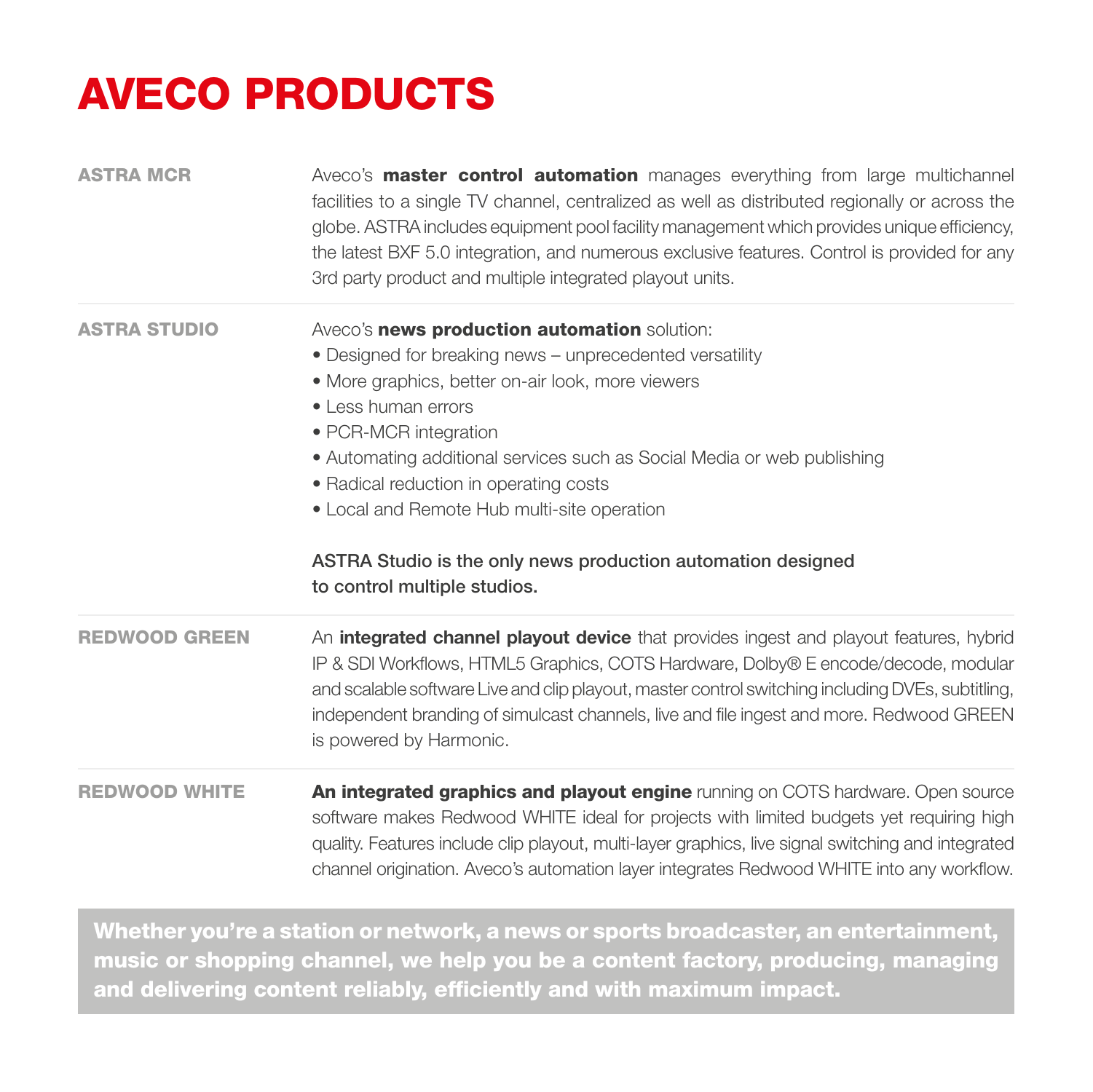# AVECO PRODUCTS

## ASTRA MCR

Aveco's **master control automation** manages everything from large multichannel facilities to a single TV channel, centralized as well as distributed regionally or across the globe. ASTRA includes equipment pool facility management which provides unique efficiency, the latest BXF 5.0 integration, and numerous exclusive features. Control is provided for any 3rd party product and multiple integrated playout units.

## ASTRA STUDIO

Aveco's **news production automation** solution:

- Designed for breaking news – unprecedented versatility
- More graphics, better on-air look, more viewers
- Less human errors
- PCR-MCR integration
- Automating additional services such as Social Media or web publishing
- Radical reduction in operating costs
- Local and Remote Hub multi-site operation

**ASTRA Studio is the only news production automation designed to control multiple studios.**

## REDWOOD GREEN

An **integrated channel playout device** that provides ingest and playout features, hybrid IP & SDI Workflows, HTML5 Graphics, COTS Hardware, Dolby® E encode/decode, modular and scalable software Live and clip playout, master control switching including DVEs, subtitling, independent branding of simulcast channels, live and file ingest and more. Redwood GREEN is powered by Harmonic.

## REDWOOD WHITE

**An integrated graphics and playout engine** running on COTS hardware. Open source software makes Redwood WHITE ideal for projects with limited budgets yet requiring high quality. Features include clip playout, multi-layer graphics, live signal switching and integrated channel origination. Aveco's automation layer integrates Redwood WHITE into any workflow.

**Whether you're a station or network, a news or sports broadcaster, an entertainment, music or shopping channel, we help you be a content factory, producing, managing and delivering content reliably, efficiently and with maximum impact.**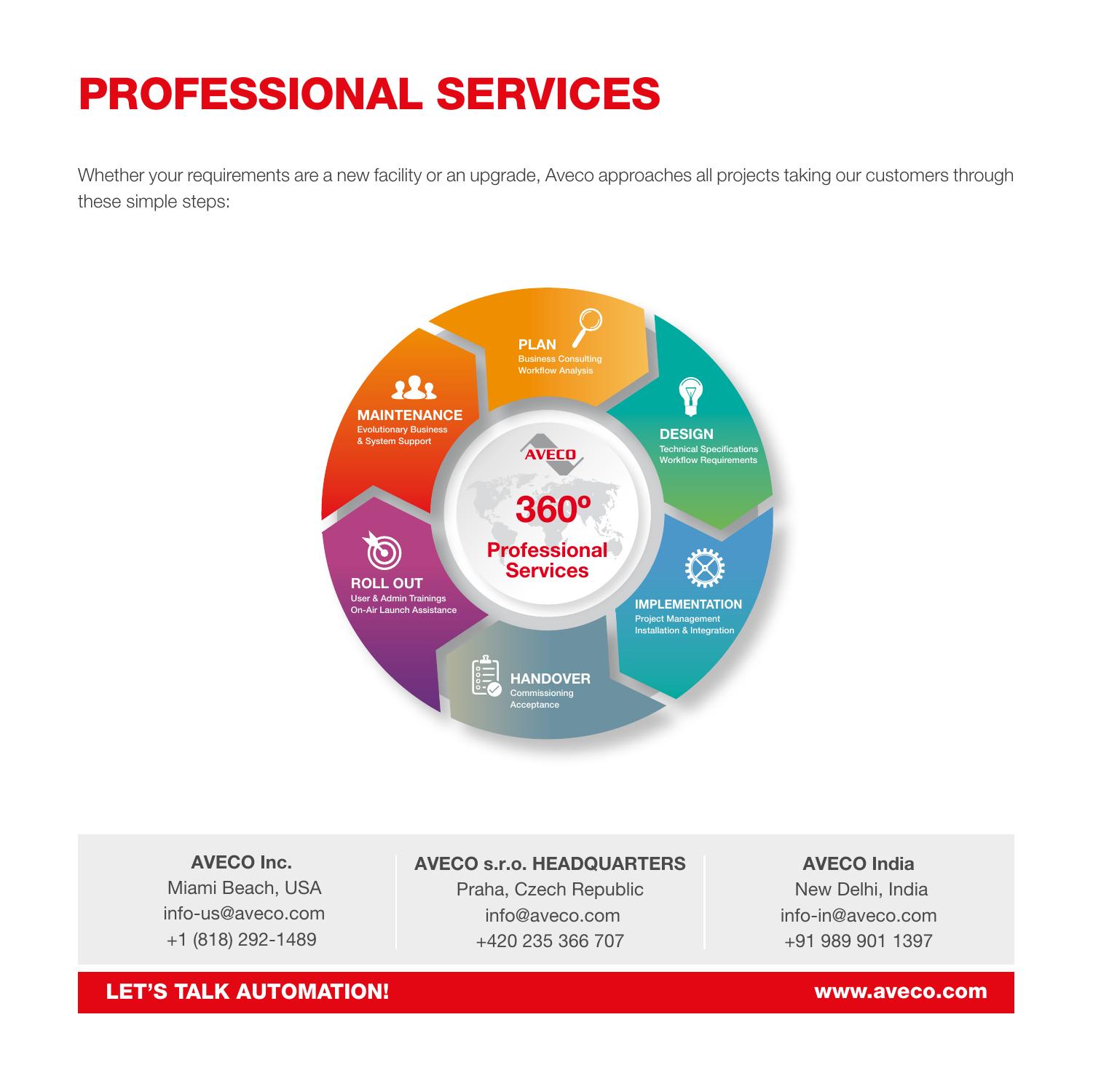# PROFESSIONAL SERVICES

Whether your requirements are a new facility or an upgrade, Aveco approaches all projects taking our customers through these simple steps:

AVECO

360º

Professional Services

**PLAN**
Business Consulting
Workflow Analysis

**DESIGN**
Technical Specifications
Workflow Requirements

**IMPLEMENTATION**
Project Management
Installation & Integration

**HANDOVER**
Commissioning
Acceptance

**ROLL OUT**
User & Admin Trainings
On-Air Launch Assistance

**MAINTENANCE**
Evolutionary Business
& System Support

**AVECO Inc.**
Miami Beach, USA
info-us@aveco.com
+1 (818) 292-1489

**AVECO s.r.o. HEADQUARTERS**
Praha, Czech Republic
info@aveco.com
+420 235 366 707

**AVECO India**
New Delhi, India
info-in@aveco.com
+91 989 901 1397

**LET'S TALK AUTOMATION!**

**www.aveco.com**